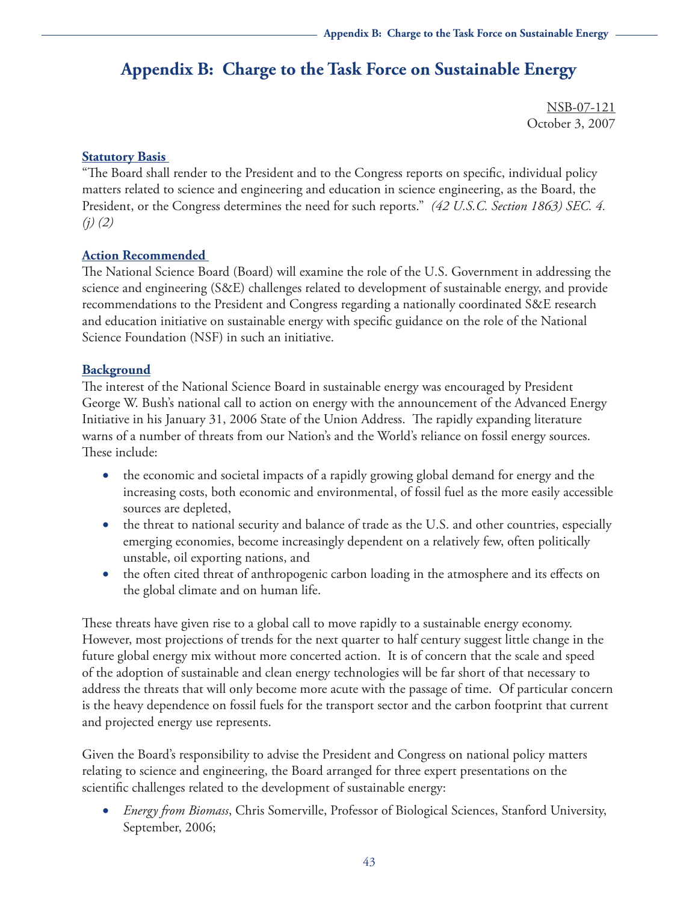# Appendix B: Charge to the Task Force on Sustainable Energy

NSB-07-121
October 3, 2007

**Statutory Basis**

"The Board shall render to the President and to the Congress reports on specific, individual policy matters related to science and engineering and education in science engineering, as the Board, the President, or the Congress determines the need for such reports." *(42 U.S.C. Section 1863) SEC. 4. (j) (2)*

**Action Recommended**

The National Science Board (Board) will examine the role of the U.S. Government in addressing the science and engineering (S&E) challenges related to development of sustainable energy, and provide recommendations to the President and Congress regarding a nationally coordinated S&E research and education initiative on sustainable energy with specific guidance on the role of the National Science Foundation (NSF) in such an initiative.

**Background**

The interest of the National Science Board in sustainable energy was encouraged by President George W. Bush's national call to action on energy with the announcement of the Advanced Energy Initiative in his January 31, 2006 State of the Union Address. The rapidly expanding literature warns of a number of threats from our Nation's and the World's reliance on fossil energy sources. These include:

- the economic and societal impacts of a rapidly growing global demand for energy and the increasing costs, both economic and environmental, of fossil fuel as the more easily accessible sources are depleted,
- the threat to national security and balance of trade as the U.S. and other countries, especially emerging economies, become increasingly dependent on a relatively few, often politically unstable, oil exporting nations, and
- the often cited threat of anthropogenic carbon loading in the atmosphere and its effects on the global climate and on human life.

These threats have given rise to a global call to move rapidly to a sustainable energy economy. However, most projections of trends for the next quarter to half century suggest little change in the future global energy mix without more concerted action. It is of concern that the scale and speed of the adoption of sustainable and clean energy technologies will be far short of that necessary to address the threats that will only become more acute with the passage of time. Of particular concern is the heavy dependence on fossil fuels for the transport sector and the carbon footprint that current and projected energy use represents.

Given the Board's responsibility to advise the President and Congress on national policy matters relating to science and engineering, the Board arranged for three expert presentations on the scientific challenges related to the development of sustainable energy:

- *Energy from Biomass*, Chris Somerville, Professor of Biological Sciences, Stanford University, September, 2006;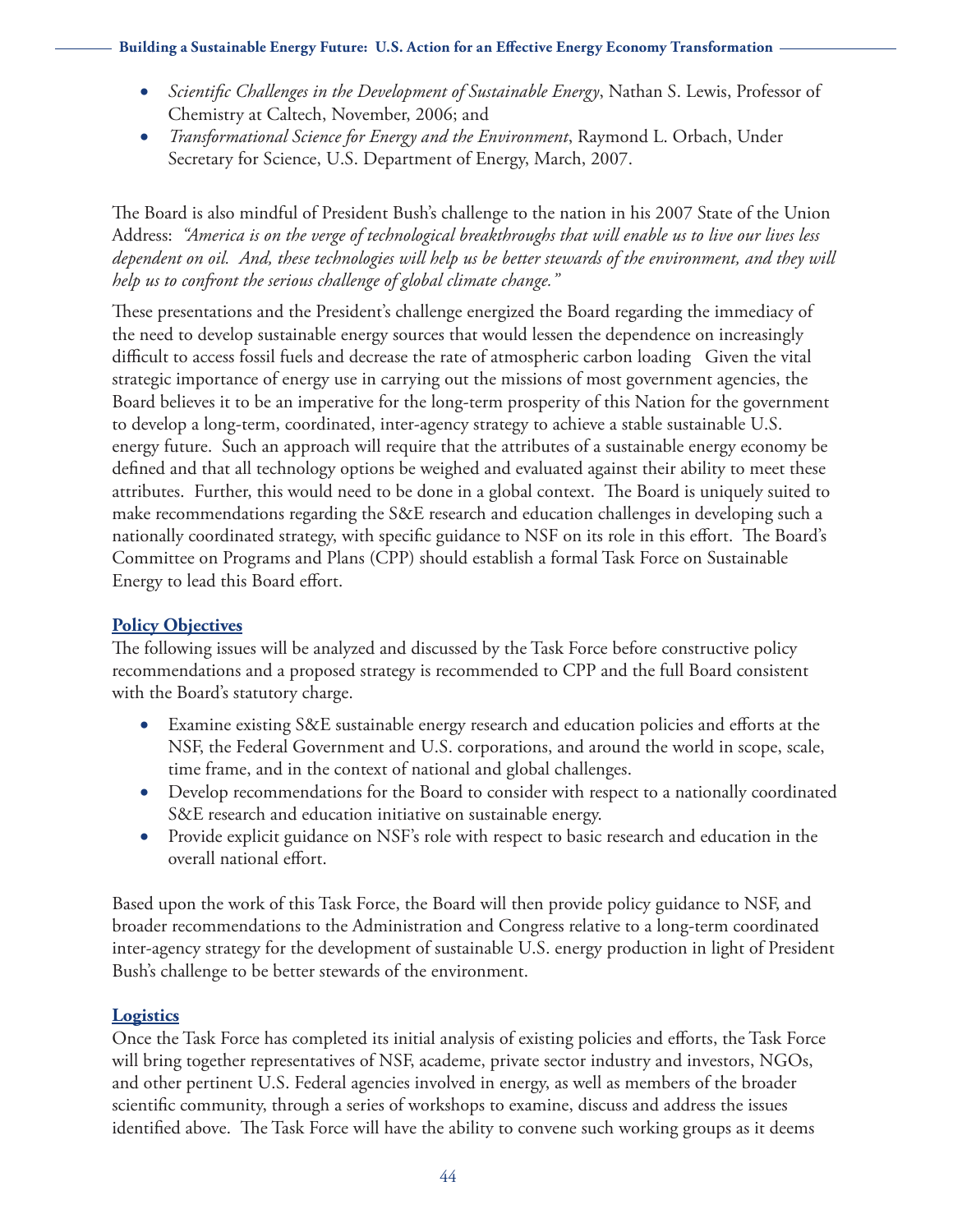- *Scientific Challenges in the Development of Sustainable Energy*, Nathan S. Lewis, Professor of Chemistry at Caltech, November, 2006; and
- *Transformational Science for Energy and the Environment*, Raymond L. Orbach, Under Secretary for Science, U.S. Department of Energy, March, 2007.

The Board is also mindful of President Bush's challenge to the nation in his 2007 State of the Union Address: *"America is on the verge of technological breakthroughs that will enable us to live our lives less dependent on oil. And, these technologies will help us be better stewards of the environment, and they will help us to confront the serious challenge of global climate change."*

These presentations and the President's challenge energized the Board regarding the immediacy of the need to develop sustainable energy sources that would lessen the dependence on increasingly difficult to access fossil fuels and decrease the rate of atmospheric carbon loading Given the vital strategic importance of energy use in carrying out the missions of most government agencies, the Board believes it to be an imperative for the long-term prosperity of this Nation for the government to develop a long-term, coordinated, inter-agency strategy to achieve a stable sustainable U.S. energy future. Such an approach will require that the attributes of a sustainable energy economy be defined and that all technology options be weighed and evaluated against their ability to meet these attributes. Further, this would need to be done in a global context. The Board is uniquely suited to make recommendations regarding the S&E research and education challenges in developing such a nationally coordinated strategy, with specific guidance to NSF on its role in this effort. The Board's Committee on Programs and Plans (CPP) should establish a formal Task Force on Sustainable Energy to lead this Board effort.

## Policy Objectives

The following issues will be analyzed and discussed by the Task Force before constructive policy recommendations and a proposed strategy is recommended to CPP and the full Board consistent with the Board's statutory charge.

- Examine existing S&E sustainable energy research and education policies and efforts at the NSF, the Federal Government and U.S. corporations, and around the world in scope, scale, time frame, and in the context of national and global challenges.
- Develop recommendations for the Board to consider with respect to a nationally coordinated S&E research and education initiative on sustainable energy.
- Provide explicit guidance on NSF's role with respect to basic research and education in the overall national effort.

Based upon the work of this Task Force, the Board will then provide policy guidance to NSF, and broader recommendations to the Administration and Congress relative to a long-term coordinated inter-agency strategy for the development of sustainable U.S. energy production in light of President Bush's challenge to be better stewards of the environment.

## Logistics

Once the Task Force has completed its initial analysis of existing policies and efforts, the Task Force will bring together representatives of NSF, academe, private sector industry and investors, NGOs, and other pertinent U.S. Federal agencies involved in energy, as well as members of the broader scientific community, through a series of workshops to examine, discuss and address the issues identified above. The Task Force will have the ability to convene such working groups as it deems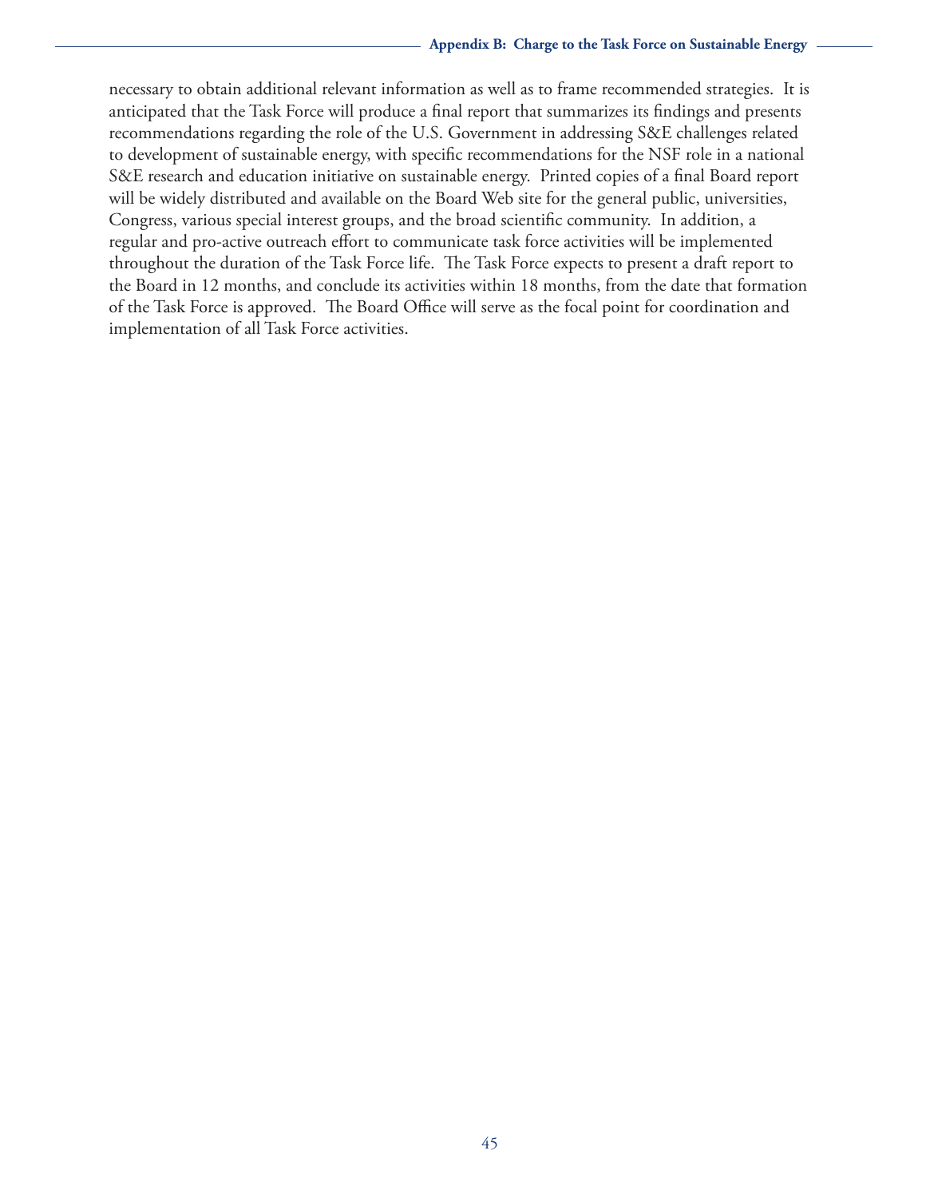necessary to obtain additional relevant information as well as to frame recommended strategies. It is anticipated that the Task Force will produce a final report that summarizes its findings and presents recommendations regarding the role of the U.S. Government in addressing S&E challenges related to development of sustainable energy, with specific recommendations for the NSF role in a national S&E research and education initiative on sustainable energy. Printed copies of a final Board report will be widely distributed and available on the Board Web site for the general public, universities, Congress, various special interest groups, and the broad scientific community. In addition, a regular and pro-active outreach effort to communicate task force activities will be implemented throughout the duration of the Task Force life. The Task Force expects to present a draft report to the Board in 12 months, and conclude its activities within 18 months, from the date that formation of the Task Force is approved. The Board Office will serve as the focal point for coordination and implementation of all Task Force activities.